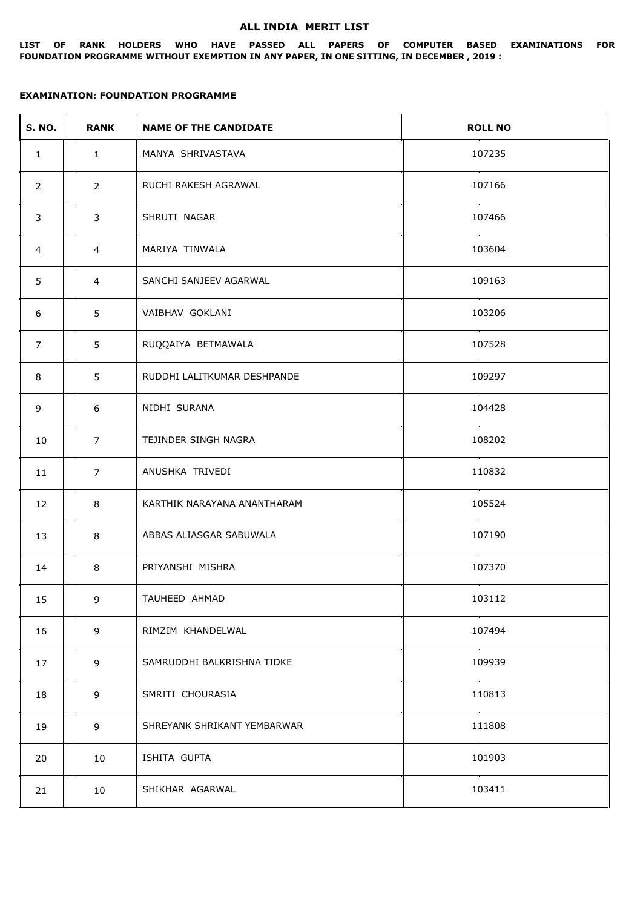# ALL INDIA MERIT LIST

**LIST OF RANK HOLDERS WHO HAVE PASSED ALL PAPERS OF COMPUTER BASED EXAMINATIONS FOR FOUNDATION PROGRAMME WITHOUT EXEMPTION IN ANY PAPER, IN ONE SITTING, IN DECEMBER , 2019 :**

**EXAMINATION: FOUNDATION PROGRAMME**

| S. NO. | RANK | NAME OF THE CANDIDATE | ROLL NO |
|---|---|---|---|
| 1 | 1 | MANYA SHRIVASTAVA | 107235 |
| 2 | 2 | RUCHI RAKESH AGRAWAL | 107166 |
| 3 | 3 | SHRUTI NAGAR | 107466 |
| 4 | 4 | MARIYA TINWALA | 103604 |
| 5 | 4 | SANCHI SANJEEV AGARWAL | 109163 |
| 6 | 5 | VAIBHAV GOKLANI | 103206 |
| 7 | 5 | RUQQAIYA BETMAWALA | 107528 |
| 8 | 5 | RUDDHI LALITKUMAR DESHPANDE | 109297 |
| 9 | 6 | NIDHI SURANA | 104428 |
| 10 | 7 | TEJINDER SINGH NAGRA | 108202 |
| 11 | 7 | ANUSHKA TRIVEDI | 110832 |
| 12 | 8 | KARTHIK NARAYANA ANANTHARAM | 105524 |
| 13 | 8 | ABBAS ALIASGAR SABUWALA | 107190 |
| 14 | 8 | PRIYANSHI MISHRA | 107370 |
| 15 | 9 | TAUHEED AHMAD | 103112 |
| 16 | 9 | RIMZIM KHANDELWAL | 107494 |
| 17 | 9 | SAMRUDDHI BALKRISHNA TIDKE | 109939 |
| 18 | 9 | SMRITI CHOURASIA | 110813 |
| 19 | 9 | SHREYANK SHRIKANT YEMBARWAR | 111808 |
| 20 | 10 | ISHITA GUPTA | 101903 |
| 21 | 10 | SHIKHAR AGARWAL | 103411 |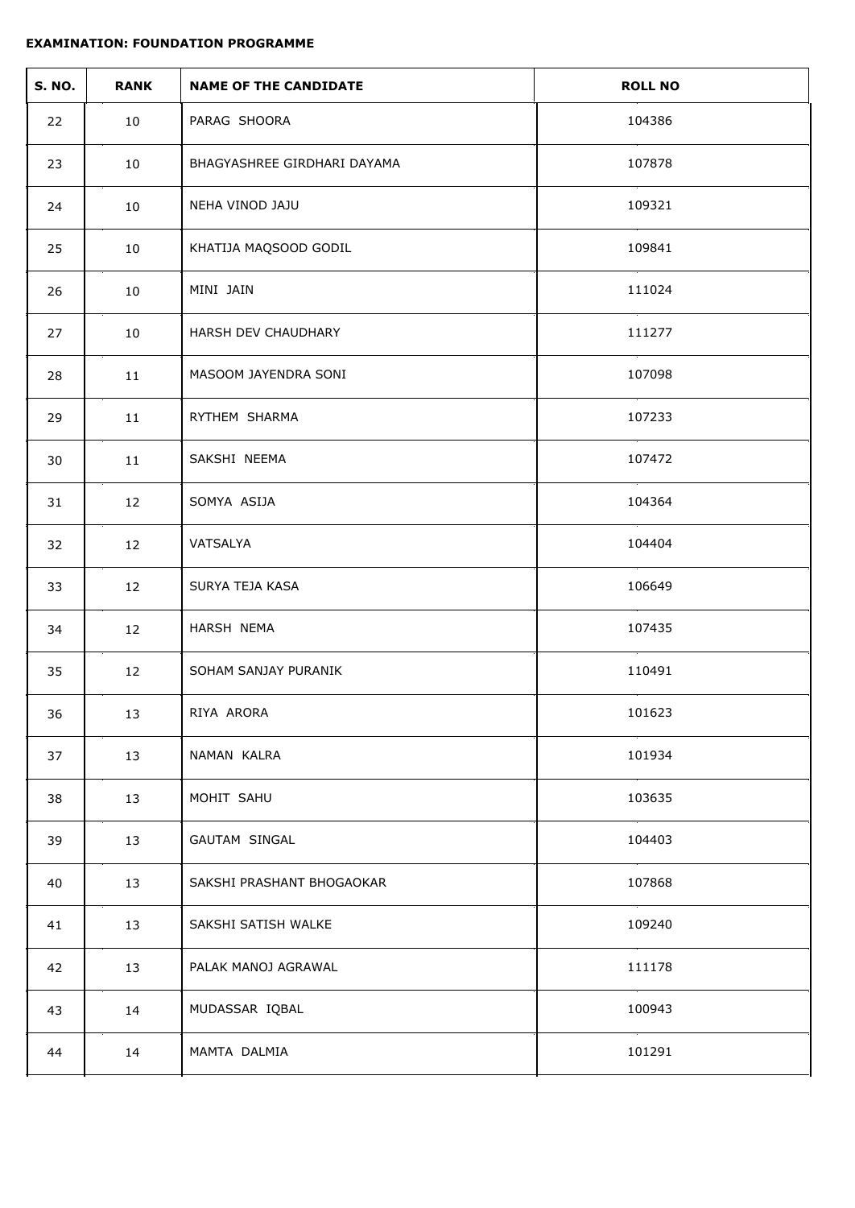**EXAMINATION: FOUNDATION PROGRAMME**

| S. NO. | RANK | NAME OF THE CANDIDATE | ROLL NO |
|---|---|---|---|
| 22 | 10 | PARAG SHOORA | 104386 |
| 23 | 10 | BHAGYASHREE GIRDHARI DAYAMA | 107878 |
| 24 | 10 | NEHA VINOD JAJU | 109321 |
| 25 | 10 | KHATIJA MAQSOOD GODIL | 109841 |
| 26 | 10 | MINI JAIN | 111024 |
| 27 | 10 | HARSH DEV CHAUDHARY | 111277 |
| 28 | 11 | MASOOM JAYENDRA SONI | 107098 |
| 29 | 11 | RYTHEM SHARMA | 107233 |
| 30 | 11 | SAKSHI NEEMA | 107472 |
| 31 | 12 | SOMYA ASIJA | 104364 |
| 32 | 12 | VATSALYA | 104404 |
| 33 | 12 | SURYA TEJA KASA | 106649 |
| 34 | 12 | HARSH NEMA | 107435 |
| 35 | 12 | SOHAM SANJAY PURANIK | 110491 |
| 36 | 13 | RIYA ARORA | 101623 |
| 37 | 13 | NAMAN KALRA | 101934 |
| 38 | 13 | MOHIT SAHU | 103635 |
| 39 | 13 | GAUTAM SINGAL | 104403 |
| 40 | 13 | SAKSHI PRASHANT BHOGAOKAR | 107868 |
| 41 | 13 | SAKSHI SATISH WALKE | 109240 |
| 42 | 13 | PALAK MANOJ AGRAWAL | 111178 |
| 43 | 14 | MUDASSAR IQBAL | 100943 |
| 44 | 14 | MAMTA DALMIA | 101291 |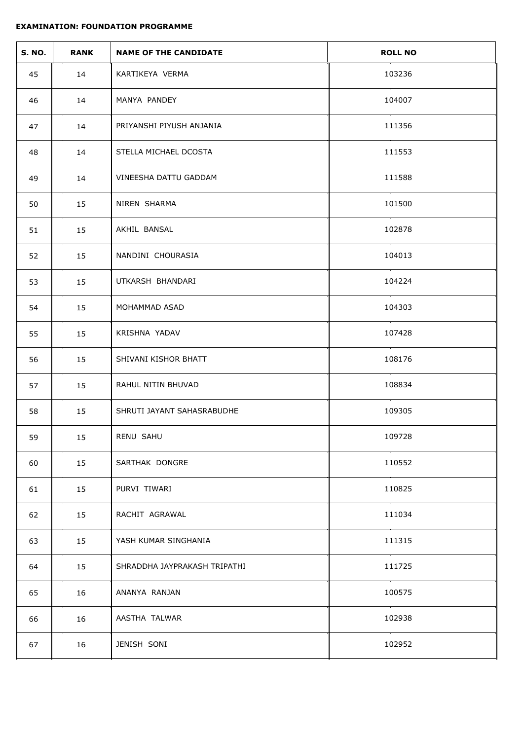**EXAMINATION: FOUNDATION PROGRAMME**

| S. NO. | RANK | NAME OF THE CANDIDATE | ROLL NO |
|---|---|---|---|
| 45 | 14 | KARTIKEYA VERMA | 103236 |
| 46 | 14 | MANYA PANDEY | 104007 |
| 47 | 14 | PRIYANSHI PIYUSH ANJANIA | 111356 |
| 48 | 14 | STELLA MICHAEL DCOSTA | 111553 |
| 49 | 14 | VINEESHA DATTU GADDAM | 111588 |
| 50 | 15 | NIREN SHARMA | 101500 |
| 51 | 15 | AKHIL BANSAL | 102878 |
| 52 | 15 | NANDINI CHOURASIA | 104013 |
| 53 | 15 | UTKARSH BHANDARI | 104224 |
| 54 | 15 | MOHAMMAD ASAD | 104303 |
| 55 | 15 | KRISHNA YADAV | 107428 |
| 56 | 15 | SHIVANI KISHOR BHATT | 108176 |
| 57 | 15 | RAHUL NITIN BHUVAD | 108834 |
| 58 | 15 | SHRUTI JAYANT SAHASRABUDHE | 109305 |
| 59 | 15 | RENU SAHU | 109728 |
| 60 | 15 | SARTHAK DONGRE | 110552 |
| 61 | 15 | PURVI TIWARI | 110825 |
| 62 | 15 | RACHIT AGRAWAL | 111034 |
| 63 | 15 | YASH KUMAR SINGHANIA | 111315 |
| 64 | 15 | SHRADDHA JAYPRAKASH TRIPATHI | 111725 |
| 65 | 16 | ANANYA RANJAN | 100575 |
| 66 | 16 | AASTHA TALWAR | 102938 |
| 67 | 16 | JENISH SONI | 102952 |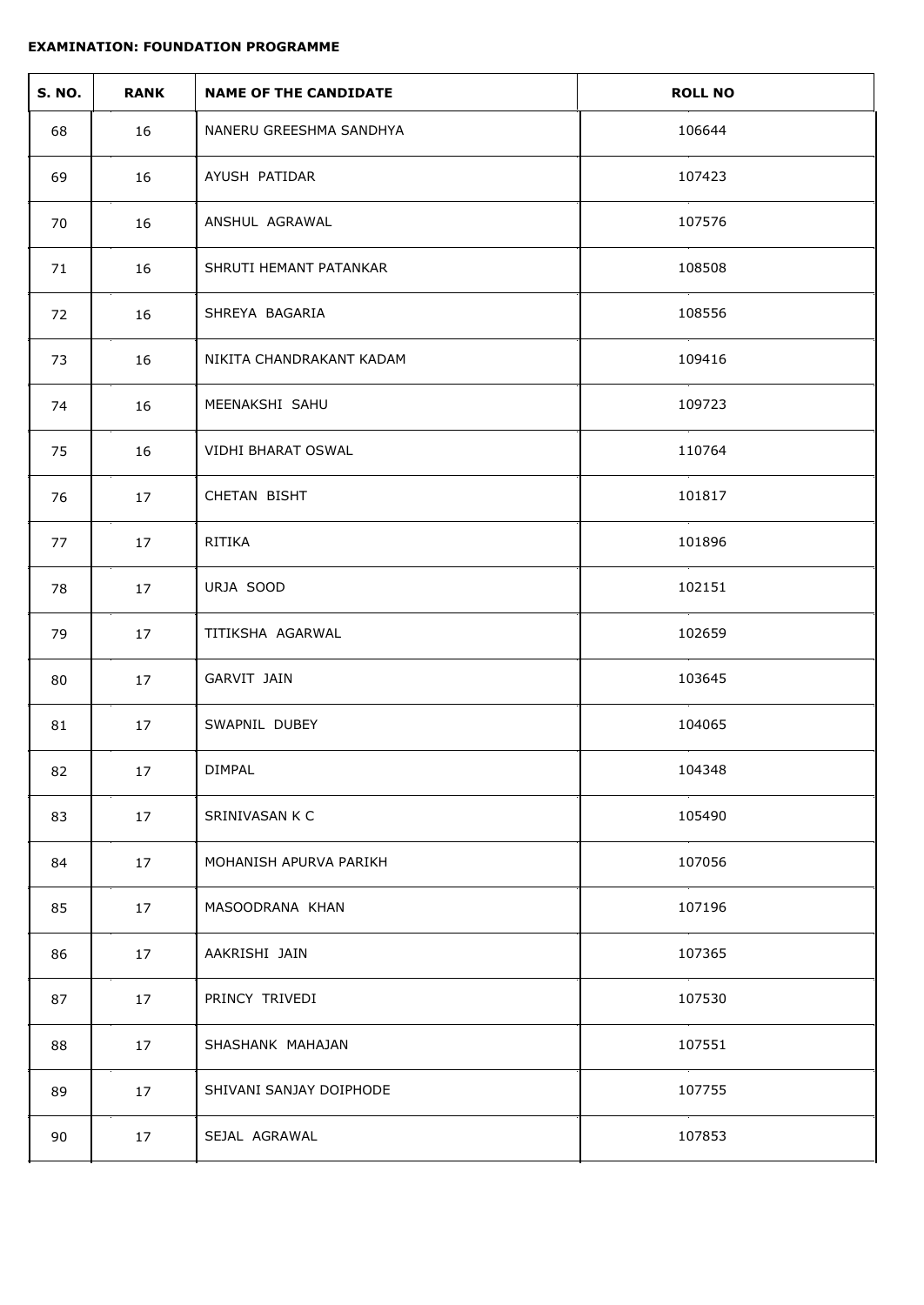**EXAMINATION: FOUNDATION PROGRAMME**

| S. NO. | RANK | NAME OF THE CANDIDATE | ROLL NO |
|---|---|---|---|
| 68 | 16 | NANERU GREESHMA SANDHYA | 106644 |
| 69 | 16 | AYUSH PATIDAR | 107423 |
| 70 | 16 | ANSHUL AGRAWAL | 107576 |
| 71 | 16 | SHRUTI HEMANT PATANKAR | 108508 |
| 72 | 16 | SHREYA BAGARIA | 108556 |
| 73 | 16 | NIKITA CHANDRAKANT KADAM | 109416 |
| 74 | 16 | MEENAKSHI SAHU | 109723 |
| 75 | 16 | VIDHI BHARAT OSWAL | 110764 |
| 76 | 17 | CHETAN BISHT | 101817 |
| 77 | 17 | RITIKA | 101896 |
| 78 | 17 | URJA SOOD | 102151 |
| 79 | 17 | TITIKSHA AGARWAL | 102659 |
| 80 | 17 | GARVIT JAIN | 103645 |
| 81 | 17 | SWAPNIL DUBEY | 104065 |
| 82 | 17 | DIMPAL | 104348 |
| 83 | 17 | SRINIVASAN K C | 105490 |
| 84 | 17 | MOHANISH APURVA PARIKH | 107056 |
| 85 | 17 | MASOODRANA KHAN | 107196 |
| 86 | 17 | AAKRISHI JAIN | 107365 |
| 87 | 17 | PRINCY TRIVEDI | 107530 |
| 88 | 17 | SHASHANK MAHAJAN | 107551 |
| 89 | 17 | SHIVANI SANJAY DOIPHODE | 107755 |
| 90 | 17 | SEJAL AGRAWAL | 107853 |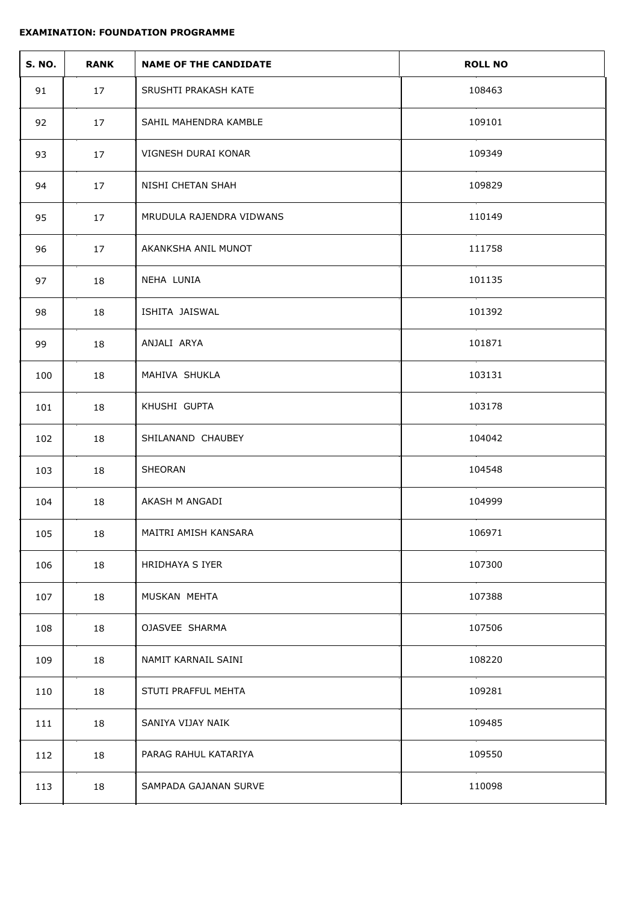**EXAMINATION: FOUNDATION PROGRAMME**

| S. NO. | RANK | NAME OF THE CANDIDATE | ROLL NO |
|---|---|---|---|
| 91 | 17 | SRUSHTI PRAKASH KATE | 108463 |
| 92 | 17 | SAHIL MAHENDRA KAMBLE | 109101 |
| 93 | 17 | VIGNESH DURAI KONAR | 109349 |
| 94 | 17 | NISHI CHETAN SHAH | 109829 |
| 95 | 17 | MRUDULA RAJENDRA VIDWANS | 110149 |
| 96 | 17 | AKANKSHA ANIL MUNOT | 111758 |
| 97 | 18 | NEHA LUNIA | 101135 |
| 98 | 18 | ISHITA JAISWAL | 101392 |
| 99 | 18 | ANJALI ARYA | 101871 |
| 100 | 18 | MAHIVA SHUKLA | 103131 |
| 101 | 18 | KHUSHI GUPTA | 103178 |
| 102 | 18 | SHILANAND CHAUBEY | 104042 |
| 103 | 18 | SHEORAN | 104548 |
| 104 | 18 | AKASH M ANGADI | 104999 |
| 105 | 18 | MAITRI AMISH KANSARA | 106971 |
| 106 | 18 | HRIDHAYA S IYER | 107300 |
| 107 | 18 | MUSKAN MEHTA | 107388 |
| 108 | 18 | OJASVEE SHARMA | 107506 |
| 109 | 18 | NAMIT KARNAIL SAINI | 108220 |
| 110 | 18 | STUTI PRAFFUL MEHTA | 109281 |
| 111 | 18 | SANIYA VIJAY NAIK | 109485 |
| 112 | 18 | PARAG RAHUL KATARIYA | 109550 |
| 113 | 18 | SAMPADA GAJANAN SURVE | 110098 |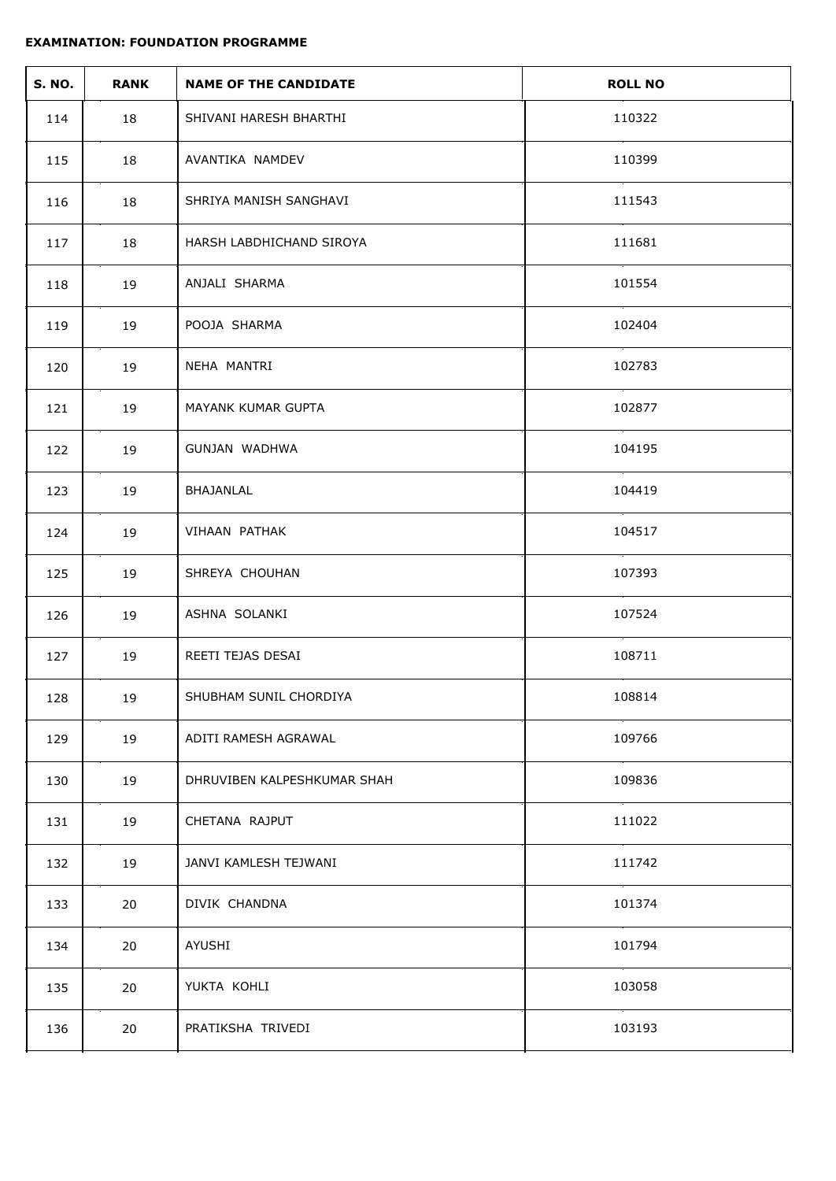**EXAMINATION: FOUNDATION PROGRAMME**

| S. NO. | RANK | NAME OF THE CANDIDATE | ROLL NO |
|---|---|---|---|
| 114 | 18 | SHIVANI HARESH BHARTHI | 110322 |
| 115 | 18 | AVANTIKA NAMDEV | 110399 |
| 116 | 18 | SHRIYA MANISH SANGHAVI | 111543 |
| 117 | 18 | HARSH LABDHICHAND SIROYA | 111681 |
| 118 | 19 | ANJALI SHARMA | 101554 |
| 119 | 19 | POOJA SHARMA | 102404 |
| 120 | 19 | NEHA MANTRI | 102783 |
| 121 | 19 | MAYANK KUMAR GUPTA | 102877 |
| 122 | 19 | GUNJAN WADHWA | 104195 |
| 123 | 19 | BHAJANLAL | 104419 |
| 124 | 19 | VIHAAN PATHAK | 104517 |
| 125 | 19 | SHREYA CHOUHAN | 107393 |
| 126 | 19 | ASHNA SOLANKI | 107524 |
| 127 | 19 | REETI TEJAS DESAI | 108711 |
| 128 | 19 | SHUBHAM SUNIL CHORDIYA | 108814 |
| 129 | 19 | ADITI RAMESH AGRAWAL | 109766 |
| 130 | 19 | DHRUVIBEN KALPESHKUMAR SHAH | 109836 |
| 131 | 19 | CHETANA RAJPUT | 111022 |
| 132 | 19 | JANVI KAMLESH TEJWANI | 111742 |
| 133 | 20 | DIVIK CHANDNA | 101374 |
| 134 | 20 | AYUSHI | 101794 |
| 135 | 20 | YUKTA KOHLI | 103058 |
| 136 | 20 | PRATIKSHA TRIVEDI | 103193 |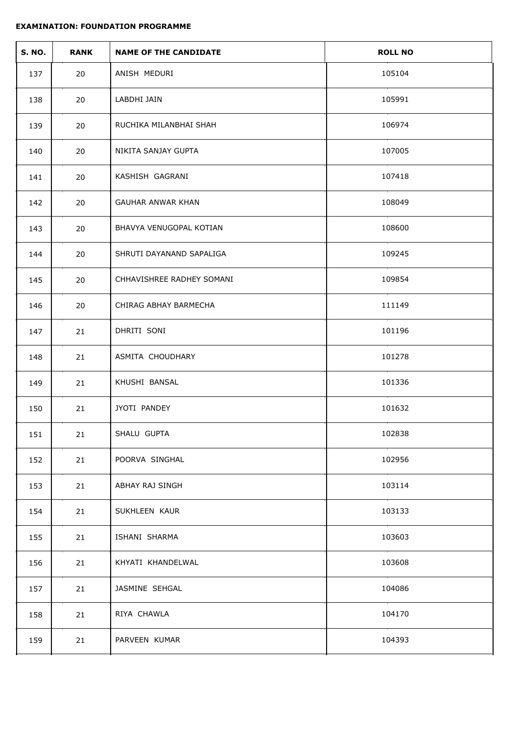**EXAMINATION: FOUNDATION PROGRAMME**

| S. NO. | RANK | NAME OF THE CANDIDATE | ROLL NO |
|---|---|---|---|
| 137 | 20 | ANISH MEDURI | 105104 |
| 138 | 20 | LABDHI JAIN | 105991 |
| 139 | 20 | RUCHIKA MILANBHAI SHAH | 106974 |
| 140 | 20 | NIKITA SANJAY GUPTA | 107005 |
| 141 | 20 | KASHISH GAGRANI | 107418 |
| 142 | 20 | GAUHAR ANWAR KHAN | 108049 |
| 143 | 20 | BHAVYA VENUGOPAL KOTIAN | 108600 |
| 144 | 20 | SHRUTI DAYANAND SAPALIGA | 109245 |
| 145 | 20 | CHHAVISHREE RADHEY SOMANI | 109854 |
| 146 | 20 | CHIRAG ABHAY BARMECHA | 111149 |
| 147 | 21 | DHRITI SONI | 101196 |
| 148 | 21 | ASMITA CHOUDHARY | 101278 |
| 149 | 21 | KHUSHI BANSAL | 101336 |
| 150 | 21 | JYOTI PANDEY | 101632 |
| 151 | 21 | SHALU GUPTA | 102838 |
| 152 | 21 | POORVA SINGHAL | 102956 |
| 153 | 21 | ABHAY RAJ SINGH | 103114 |
| 154 | 21 | SUKHLEEN KAUR | 103133 |
| 155 | 21 | ISHANI SHARMA | 103603 |
| 156 | 21 | KHYATI KHANDELWAL | 103608 |
| 157 | 21 | JASMINE SEHGAL | 104086 |
| 158 | 21 | RIYA CHAWLA | 104170 |
| 159 | 21 | PARVEEN KUMAR | 104393 |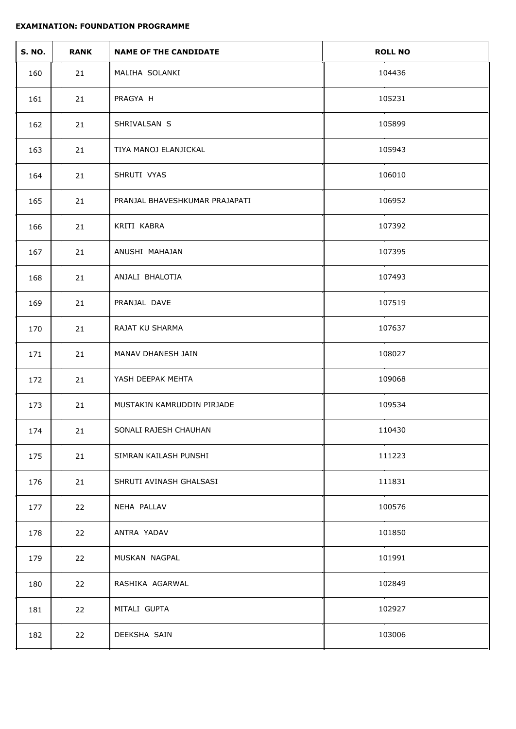**EXAMINATION: FOUNDATION PROGRAMME**

| S. NO. | RANK | NAME OF THE CANDIDATE | ROLL NO |
|---|---|---|---|
| 160 | 21 | MALIHA SOLANKI | 104436 |
| 161 | 21 | PRAGYA H | 105231 |
| 162 | 21 | SHRIVALSAN S | 105899 |
| 163 | 21 | TIYA MANOJ ELANJICKAL | 105943 |
| 164 | 21 | SHRUTI VYAS | 106010 |
| 165 | 21 | PRANJAL BHAVESHKUMAR PRAJAPATI | 106952 |
| 166 | 21 | KRITI KABRA | 107392 |
| 167 | 21 | ANUSHI MAHAJAN | 107395 |
| 168 | 21 | ANJALI BHALOTIA | 107493 |
| 169 | 21 | PRANJAL DAVE | 107519 |
| 170 | 21 | RAJAT KU SHARMA | 107637 |
| 171 | 21 | MANAV DHANESH JAIN | 108027 |
| 172 | 21 | YASH DEEPAK MEHTA | 109068 |
| 173 | 21 | MUSTAKIN KAMRUDDIN PIRJADE | 109534 |
| 174 | 21 | SONALI RAJESH CHAUHAN | 110430 |
| 175 | 21 | SIMRAN KAILASH PUNSHI | 111223 |
| 176 | 21 | SHRUTI AVINASH GHALSASI | 111831 |
| 177 | 22 | NEHA PALLAV | 100576 |
| 178 | 22 | ANTRA YADAV | 101850 |
| 179 | 22 | MUSKAN NAGPAL | 101991 |
| 180 | 22 | RASHIKA AGARWAL | 102849 |
| 181 | 22 | MITALI GUPTA | 102927 |
| 182 | 22 | DEEKSHA SAIN | 103006 |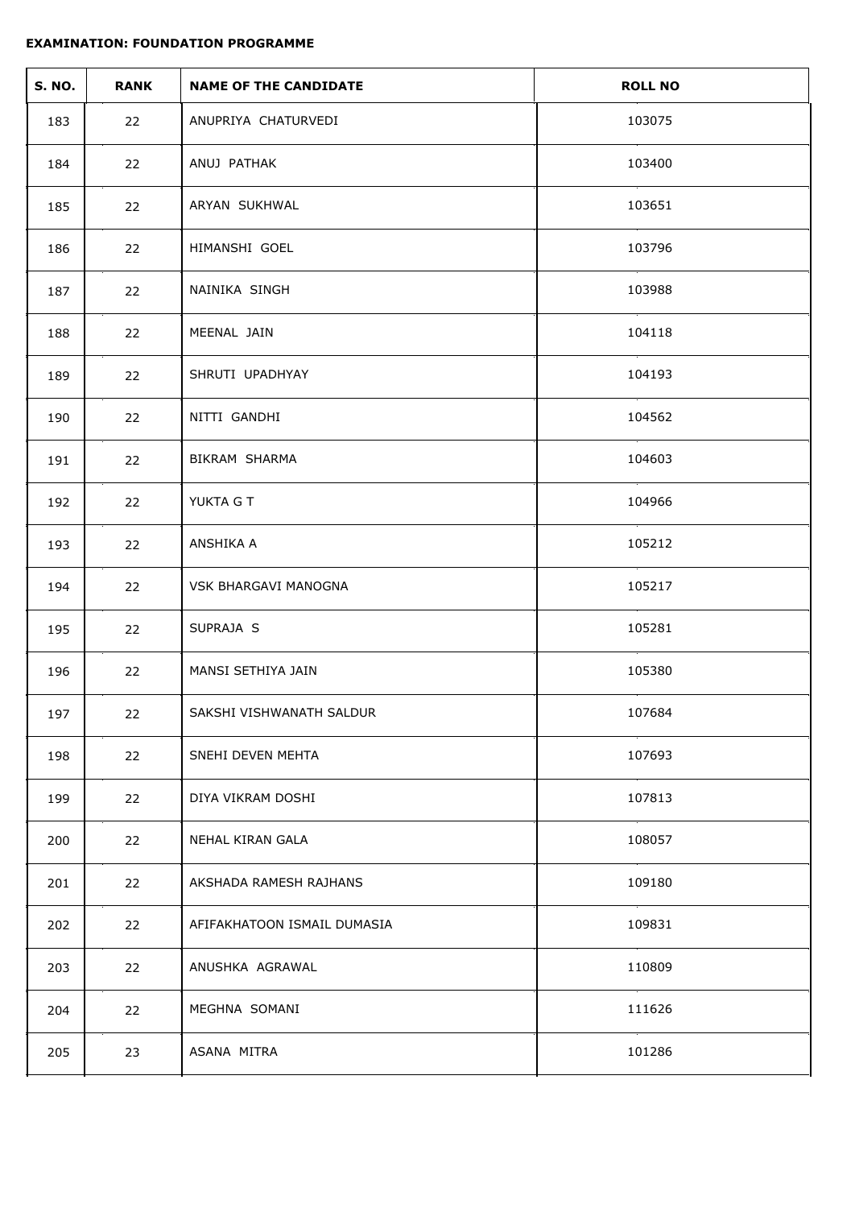**EXAMINATION: FOUNDATION PROGRAMME**

| S. NO. | RANK | NAME OF THE CANDIDATE | ROLL NO |
|---|---|---|---|
| 183 | 22 | ANUPRIYA CHATURVEDI | 103075 |
| 184 | 22 | ANUJ PATHAK | 103400 |
| 185 | 22 | ARYAN SUKHWAL | 103651 |
| 186 | 22 | HIMANSHI GOEL | 103796 |
| 187 | 22 | NAINIKA SINGH | 103988 |
| 188 | 22 | MEENAL JAIN | 104118 |
| 189 | 22 | SHRUTI UPADHYAY | 104193 |
| 190 | 22 | NITTI GANDHI | 104562 |
| 191 | 22 | BIKRAM SHARMA | 104603 |
| 192 | 22 | YUKTA G T | 104966 |
| 193 | 22 | ANSHIKA A | 105212 |
| 194 | 22 | VSK BHARGAVI MANOGNA | 105217 |
| 195 | 22 | SUPRAJA S | 105281 |
| 196 | 22 | MANSI SETHIYA JAIN | 105380 |
| 197 | 22 | SAKSHI VISHWANATH SALDUR | 107684 |
| 198 | 22 | SNEHI DEVEN MEHTA | 107693 |
| 199 | 22 | DIYA VIKRAM DOSHI | 107813 |
| 200 | 22 | NEHAL KIRAN GALA | 108057 |
| 201 | 22 | AKSHADA RAMESH RAJHANS | 109180 |
| 202 | 22 | AFIFAKHATOON ISMAIL DUMASIA | 109831 |
| 203 | 22 | ANUSHKA AGRAWAL | 110809 |
| 204 | 22 | MEGHNA SOMANI | 111626 |
| 205 | 23 | ASANA MITRA | 101286 |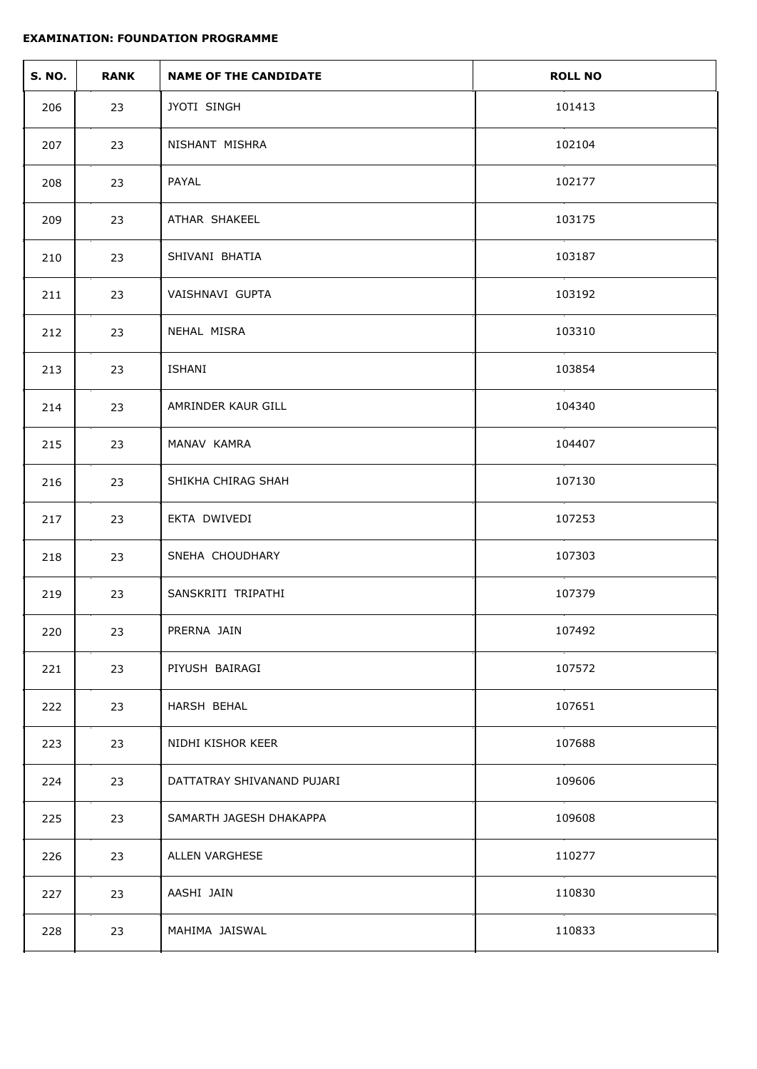**EXAMINATION: FOUNDATION PROGRAMME**

| S. NO. | RANK | NAME OF THE CANDIDATE | ROLL NO |
|---|---|---|---|
| 206 | 23 | JYOTI SINGH | 101413 |
| 207 | 23 | NISHANT MISHRA | 102104 |
| 208 | 23 | PAYAL | 102177 |
| 209 | 23 | ATHAR SHAKEEL | 103175 |
| 210 | 23 | SHIVANI BHATIA | 103187 |
| 211 | 23 | VAISHNAVI GUPTA | 103192 |
| 212 | 23 | NEHAL MISRA | 103310 |
| 213 | 23 | ISHANI | 103854 |
| 214 | 23 | AMRINDER KAUR GILL | 104340 |
| 215 | 23 | MANAV KAMRA | 104407 |
| 216 | 23 | SHIKHA CHIRAG SHAH | 107130 |
| 217 | 23 | EKTA DWIVEDI | 107253 |
| 218 | 23 | SNEHA CHOUDHARY | 107303 |
| 219 | 23 | SANSKRITI TRIPATHI | 107379 |
| 220 | 23 | PRERNA JAIN | 107492 |
| 221 | 23 | PIYUSH BAIRAGI | 107572 |
| 222 | 23 | HARSH BEHAL | 107651 |
| 223 | 23 | NIDHI KISHOR KEER | 107688 |
| 224 | 23 | DATTATRAY SHIVANAND PUJARI | 109606 |
| 225 | 23 | SAMARTH JAGESH DHAKAPPA | 109608 |
| 226 | 23 | ALLEN VARGHESE | 110277 |
| 227 | 23 | AASHI JAIN | 110830 |
| 228 | 23 | MAHIMA JAISWAL | 110833 |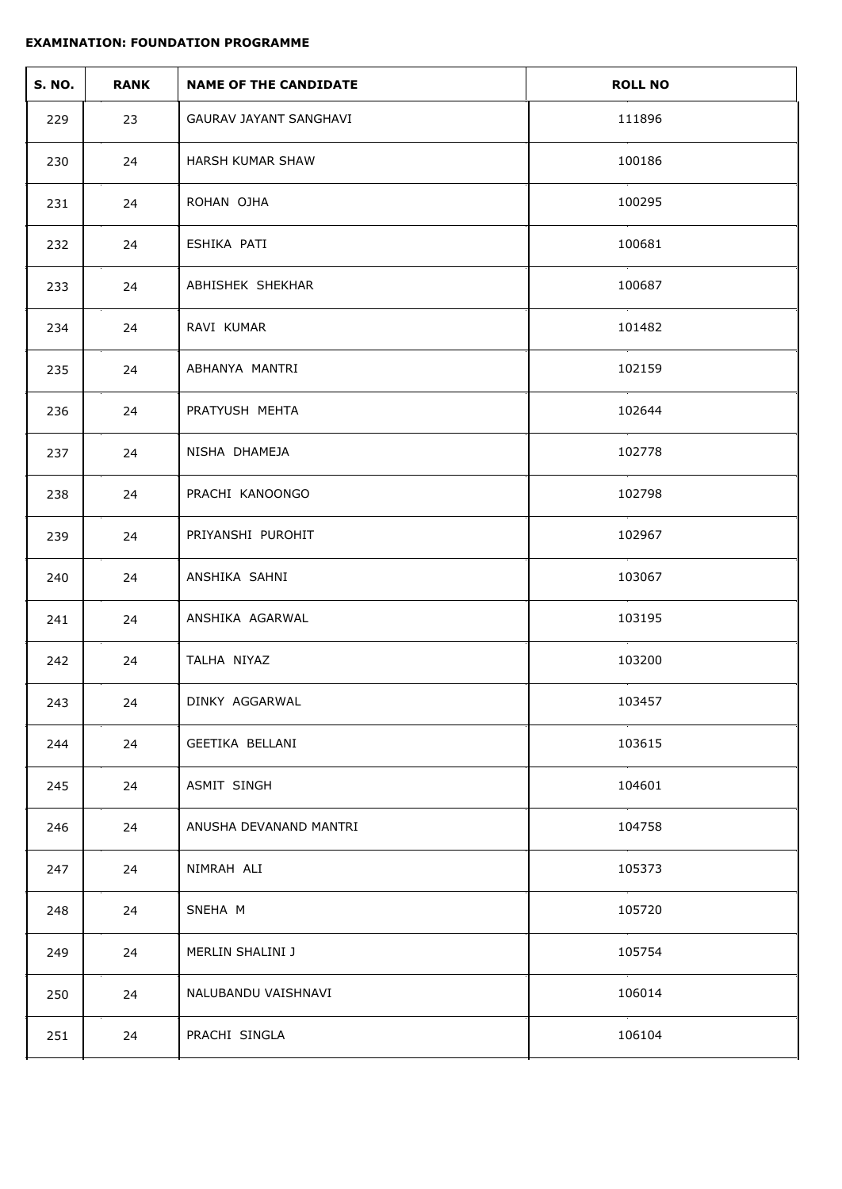**EXAMINATION: FOUNDATION PROGRAMME**

| S. NO. | RANK | NAME OF THE CANDIDATE | ROLL NO |
|---|---|---|---|
| 229 | 23 | GAURAV JAYANT SANGHAVI | 111896 |
| 230 | 24 | HARSH KUMAR SHAW | 100186 |
| 231 | 24 | ROHAN OJHA | 100295 |
| 232 | 24 | ESHIKA PATI | 100681 |
| 233 | 24 | ABHISHEK SHEKHAR | 100687 |
| 234 | 24 | RAVI KUMAR | 101482 |
| 235 | 24 | ABHANYA MANTRI | 102159 |
| 236 | 24 | PRATYUSH MEHTA | 102644 |
| 237 | 24 | NISHA DHAMEJA | 102778 |
| 238 | 24 | PRACHI KANOONGO | 102798 |
| 239 | 24 | PRIYANSHI PUROHIT | 102967 |
| 240 | 24 | ANSHIKA SAHNI | 103067 |
| 241 | 24 | ANSHIKA AGARWAL | 103195 |
| 242 | 24 | TALHA NIYAZ | 103200 |
| 243 | 24 | DINKY AGGARWAL | 103457 |
| 244 | 24 | GEETIKA BELLANI | 103615 |
| 245 | 24 | ASMIT SINGH | 104601 |
| 246 | 24 | ANUSHA DEVANAND MANTRI | 104758 |
| 247 | 24 | NIMRAH ALI | 105373 |
| 248 | 24 | SNEHA M | 105720 |
| 249 | 24 | MERLIN SHALINI J | 105754 |
| 250 | 24 | NALUBANDU VAISHNAVI | 106014 |
| 251 | 24 | PRACHI SINGLA | 106104 |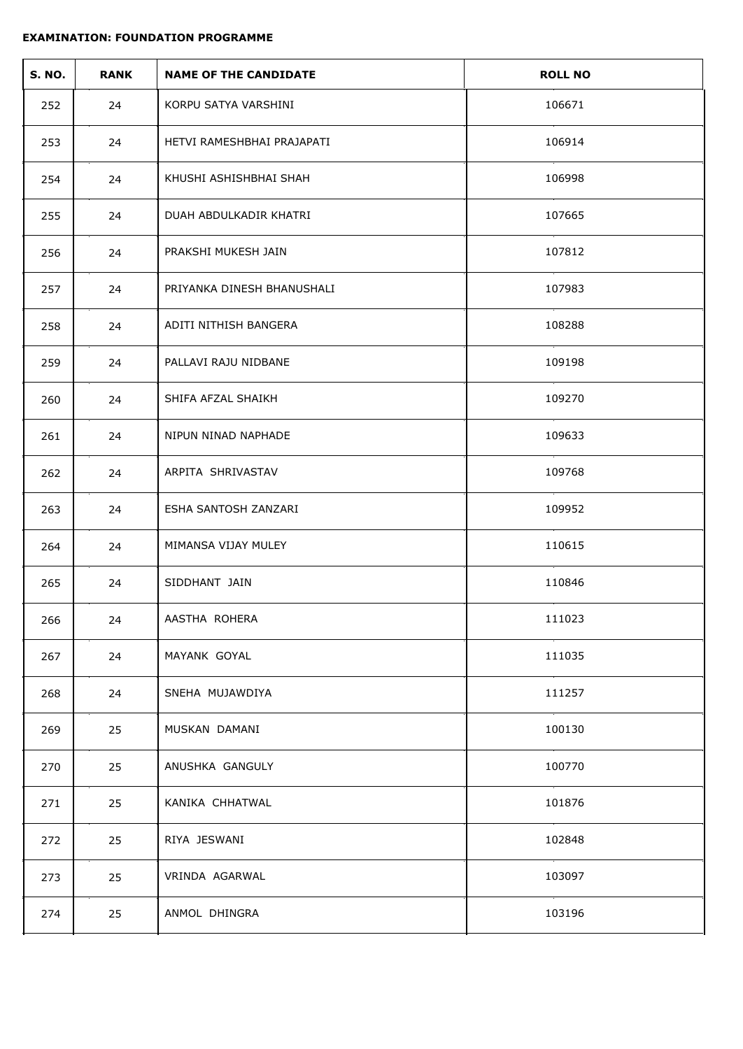**EXAMINATION: FOUNDATION PROGRAMME**

| S. NO. | RANK | NAME OF THE CANDIDATE | ROLL NO |
|---|---|---|---|
| 252 | 24 | KORPU SATYA VARSHINI | 106671 |
| 253 | 24 | HETVI RAMESHBHAI PRAJAPATI | 106914 |
| 254 | 24 | KHUSHI ASHISHBHAI SHAH | 106998 |
| 255 | 24 | DUAH ABDULKADIR KHATRI | 107665 |
| 256 | 24 | PRAKSHI MUKESH JAIN | 107812 |
| 257 | 24 | PRIYANKA DINESH BHANUSHALI | 107983 |
| 258 | 24 | ADITI NITHISH BANGERA | 108288 |
| 259 | 24 | PALLAVI RAJU NIDBANE | 109198 |
| 260 | 24 | SHIFA AFZAL SHAIKH | 109270 |
| 261 | 24 | NIPUN NINAD NAPHADE | 109633 |
| 262 | 24 | ARPITA SHRIVASTAV | 109768 |
| 263 | 24 | ESHA SANTOSH ZANZARI | 109952 |
| 264 | 24 | MIMANSA VIJAY MULEY | 110615 |
| 265 | 24 | SIDDHANT JAIN | 110846 |
| 266 | 24 | AASTHA ROHERA | 111023 |
| 267 | 24 | MAYANK GOYAL | 111035 |
| 268 | 24 | SNEHA MUJAWDIYA | 111257 |
| 269 | 25 | MUSKAN DAMANI | 100130 |
| 270 | 25 | ANUSHKA GANGULY | 100770 |
| 271 | 25 | KANIKA CHHATWAL | 101876 |
| 272 | 25 | RIYA JESWANI | 102848 |
| 273 | 25 | VRINDA AGARWAL | 103097 |
| 274 | 25 | ANMOL DHINGRA | 103196 |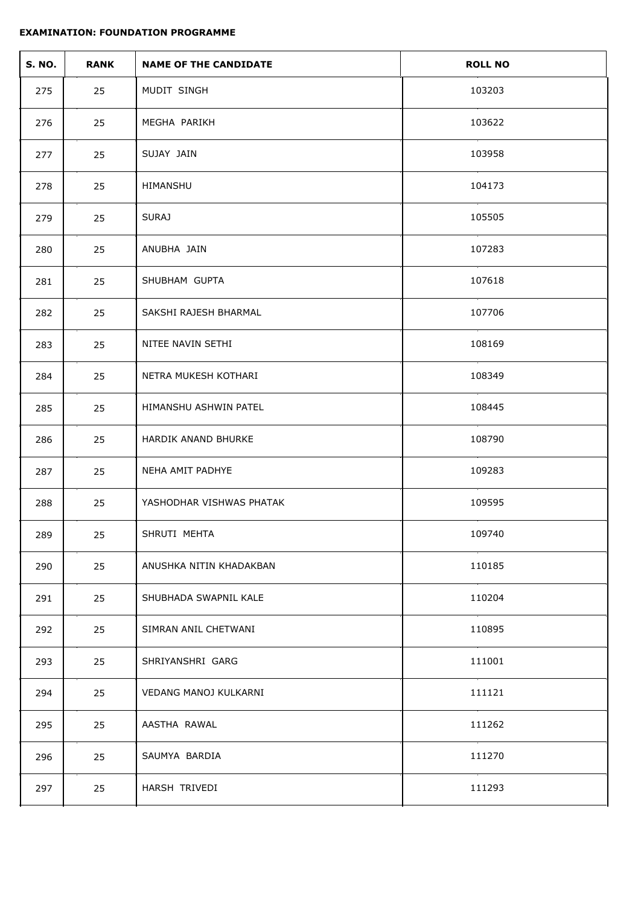**EXAMINATION: FOUNDATION PROGRAMME**

| S. NO. | RANK | NAME OF THE CANDIDATE | ROLL NO |
|---|---|---|---|
| 275 | 25 | MUDIT SINGH | 103203 |
| 276 | 25 | MEGHA PARIKH | 103622 |
| 277 | 25 | SUJAY JAIN | 103958 |
| 278 | 25 | HIMANSHU | 104173 |
| 279 | 25 | SURAJ | 105505 |
| 280 | 25 | ANUBHA JAIN | 107283 |
| 281 | 25 | SHUBHAM GUPTA | 107618 |
| 282 | 25 | SAKSHI RAJESH BHARMAL | 107706 |
| 283 | 25 | NITEE NAVIN SETHI | 108169 |
| 284 | 25 | NETRA MUKESH KOTHARI | 108349 |
| 285 | 25 | HIMANSHU ASHWIN PATEL | 108445 |
| 286 | 25 | HARDIK ANAND BHURKE | 108790 |
| 287 | 25 | NEHA AMIT PADHYE | 109283 |
| 288 | 25 | YASHODHAR VISHWAS PHATAK | 109595 |
| 289 | 25 | SHRUTI MEHTA | 109740 |
| 290 | 25 | ANUSHKA NITIN KHADAKBAN | 110185 |
| 291 | 25 | SHUBHADA SWAPNIL KALE | 110204 |
| 292 | 25 | SIMRAN ANIL CHETWANI | 110895 |
| 293 | 25 | SHRIYANSHRI GARG | 111001 |
| 294 | 25 | VEDANG MANOJ KULKARNI | 111121 |
| 295 | 25 | AASTHA RAWAL | 111262 |
| 296 | 25 | SAUMYA BARDIA | 111270 |
| 297 | 25 | HARSH TRIVEDI | 111293 |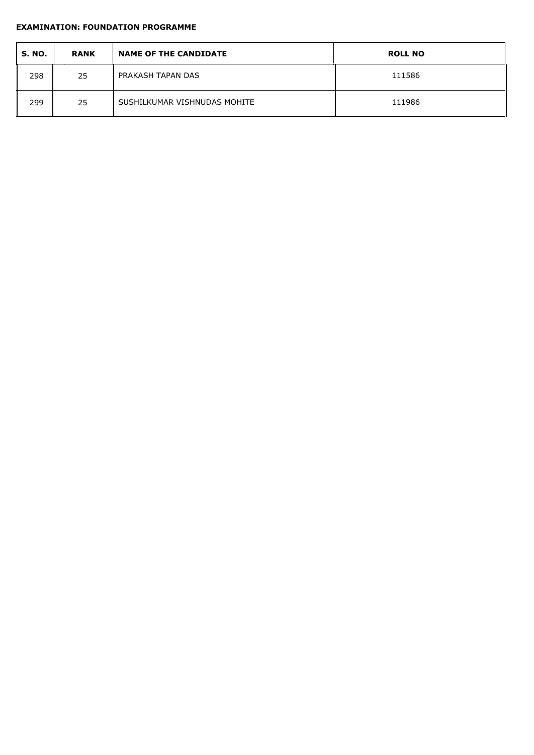**EXAMINATION: FOUNDATION PROGRAMME**

| S. NO. | RANK | NAME OF THE CANDIDATE | ROLL NO |
|---|---|---|---|
| 298 | 25 | PRAKASH TAPAN DAS | 111586 |
| 299 | 25 | SUSHILKUMAR VISHNUDAS MOHITE | 111986 |